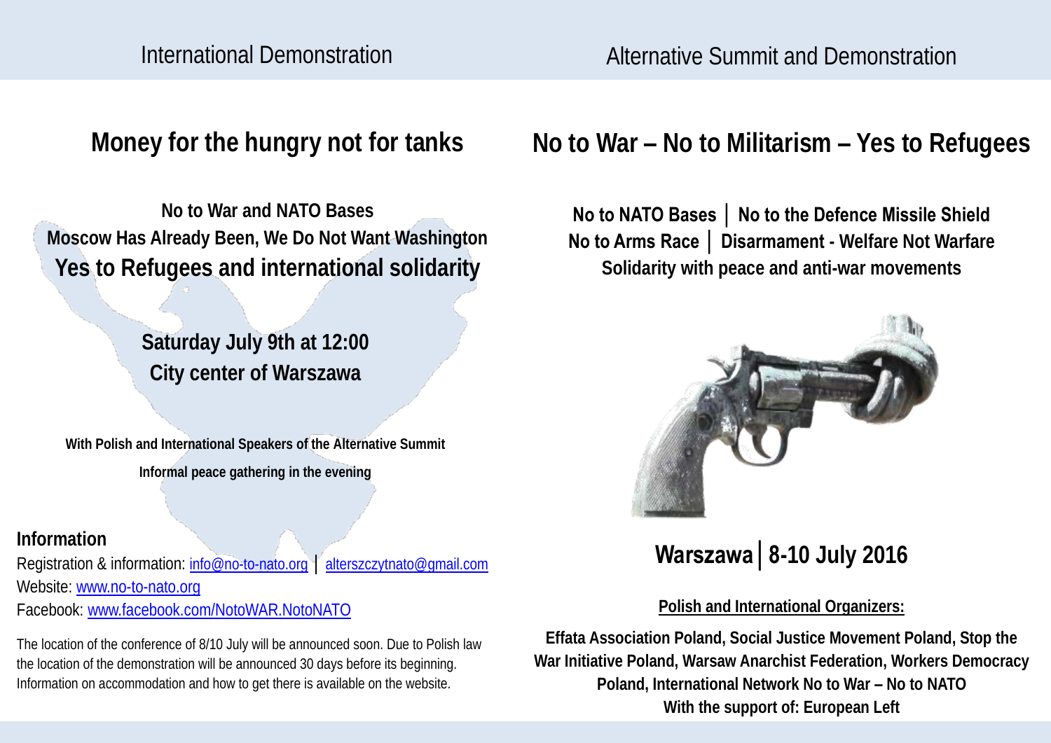International Demonstration

# Money for the hungry not for tanks

**No to War and NATO Bases**
**Moscow Has Already Been, We Do Not Want Washington**
**Yes to Refugees and international solidarity**

**Saturday July 9th at 12:00**
**City center of Warszawa**

**With Polish and International Speakers of the Alternative Summit**
**Informal peace gathering in the evening**

### Information

Registration & information: info@no-to-nato.org │ alterszczytnato@gmail.com
Website: www.no-to-nato.org
Facebook: www.facebook.com/NotoWAR.NotoNATO

The location of the conference of 8/10 July will be announced soon. Due to Polish law the location of the demonstration will be announced 30 days before its beginning. Information on accommodation and how to get there is available on the website.

Alternative Summit and Demonstration

# No to War – No to Militarism – Yes to Refugees

**No to NATO Bases │ No to the Defence Missile Shield**
**No to Arms Race │ Disarmament - Welfare Not Warfare**
**Solidarity with peace and anti-war movements**

## Warszawa│8-10 July 2016

**Polish and International Organizers:**

**Effata Association Poland, Social Justice Movement Poland, Stop the War Initiative Poland, Warsaw Anarchist Federation, Workers Democracy Poland, International Network No to War – No to NATO**
**With the support of: European Left**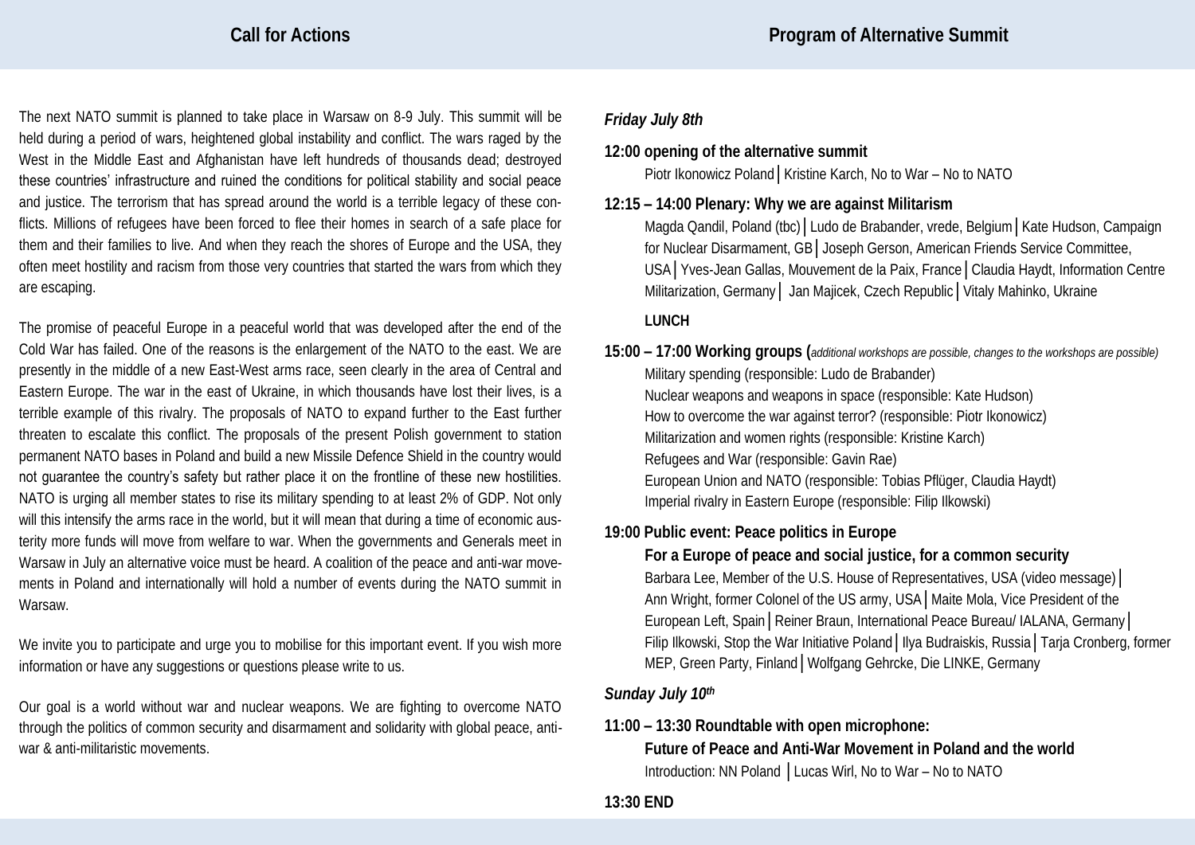## Call for Actions

The next NATO summit is planned to take place in Warsaw on 8-9 July. This summit will be held during a period of wars, heightened global instability and conflict. The wars raged by the West in the Middle East and Afghanistan have left hundreds of thousands dead; destroyed these countries' infrastructure and ruined the conditions for political stability and social peace and justice. The terrorism that has spread around the world is a terrible legacy of these conflicts. Millions of refugees have been forced to flee their homes in search of a safe place for them and their families to live. And when they reach the shores of Europe and the USA, they often meet hostility and racism from those very countries that started the wars from which they are escaping.

The promise of peaceful Europe in a peaceful world that was developed after the end of the Cold War has failed. One of the reasons is the enlargement of the NATO to the east. We are presently in the middle of a new East-West arms race, seen clearly in the area of Central and Eastern Europe. The war in the east of Ukraine, in which thousands have lost their lives, is a terrible example of this rivalry. The proposals of NATO to expand further to the East further threaten to escalate this conflict. The proposals of the present Polish government to station permanent NATO bases in Poland and build a new Missile Defence Shield in the country would not guarantee the country's safety but rather place it on the frontline of these new hostilities. NATO is urging all member states to rise its military spending to at least 2% of GDP. Not only will this intensify the arms race in the world, but it will mean that during a time of economic austerity more funds will move from welfare to war. When the governments and Generals meet in Warsaw in July an alternative voice must be heard. A coalition of the peace and anti-war movements in Poland and internationally will hold a number of events during the NATO summit in Warsaw.

We invite you to participate and urge you to mobilise for this important event. If you wish more information or have any suggestions or questions please write to us.

Our goal is a world without war and nuclear weapons. We are fighting to overcome NATO through the politics of common security and disarmament and solidarity with global peace, anti-war & anti-militaristic movements.

## Program of Alternative Summit

### *Friday July 8th*

**12:00 opening of the alternative summit**

Piotr Ikonowicz Poland | Kristine Karch, No to War – No to NATO

**12:15 – 14:00 Plenary: Why we are against Militarism**

Magda Qandil, Poland (tbc) | Ludo de Brabander, vrede, Belgium | Kate Hudson, Campaign for Nuclear Disarmament, GB | Joseph Gerson, American Friends Service Committee, USA | Yves-Jean Gallas, Mouvement de la Paix, France | Claudia Haydt, Information Centre Militarization, Germany | Jan Majicek, Czech Republic | Vitaly Mahinko, Ukraine

**LUNCH**

**15:00 – 17:00 Working groups (***additional workshops are possible, changes to the workshops are possible***)**

Military spending (responsible: Ludo de Brabander)
Nuclear weapons and weapons in space (responsible: Kate Hudson)
How to overcome the war against terror? (responsible: Piotr Ikonowicz)
Militarization and women rights (responsible: Kristine Karch)
Refugees and War (responsible: Gavin Rae)
European Union and NATO (responsible: Tobias Pflüger, Claudia Haydt)
Imperial rivalry in Eastern Europe (responsible: Filip Ilkowski)

**19:00 Public event: Peace politics in Europe**

**For a Europe of peace and social justice, for a common security**

Barbara Lee, Member of the U.S. House of Representatives, USA (video message) | Ann Wright, former Colonel of the US army, USA | Maite Mola, Vice President of the European Left, Spain | Reiner Braun, International Peace Bureau/ IALANA, Germany | Filip Ilkowski, Stop the War Initiative Poland | Ilya Budraiskis, Russia | Tarja Cronberg, former MEP, Green Party, Finland | Wolfgang Gehrcke, Die LINKE, Germany

### *Sunday July 10th*

**11:00 – 13:30 Roundtable with open microphone:**

**Future of Peace and Anti-War Movement in Poland and the world**

Introduction: NN Poland | Lucas Wirl, No to War – No to NATO

**13:30 END**